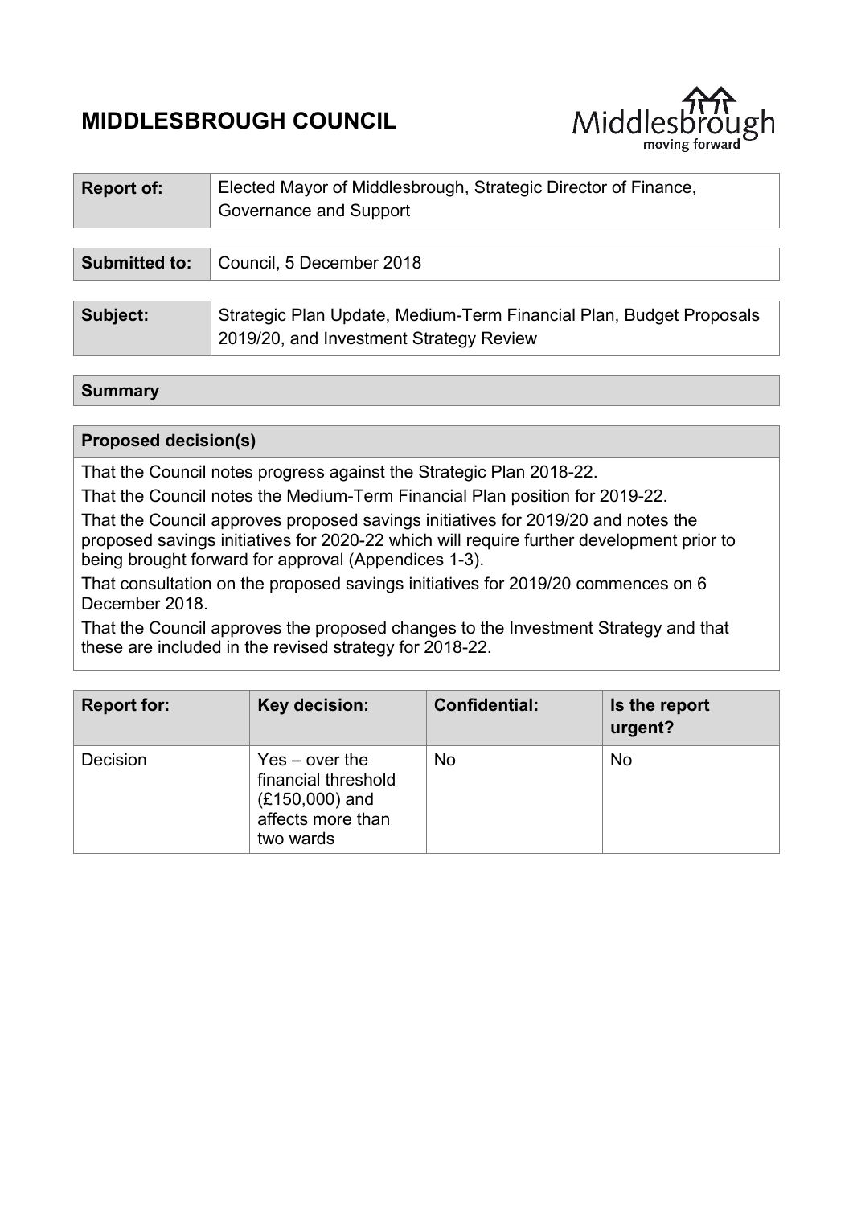# MIDDLESBROUGH COUNCIL

| Report of: | Elected Mayor of Middlesbrough, Strategic Director of Finance, Governance and Support |
|---|---|

| Submitted to: | Council, 5 December 2018 |
|---|---|

| Subject: | Strategic Plan Update, Medium-Term Financial Plan, Budget Proposals 2019/20, and Investment Strategy Review |
|---|---|

## Summary

### Proposed decision(s)

That the Council notes progress against the Strategic Plan 2018-22.

That the Council notes the Medium-Term Financial Plan position for 2019-22.

That the Council approves proposed savings initiatives for 2019/20 and notes the proposed savings initiatives for 2020-22 which will require further development prior to being brought forward for approval (Appendices 1-3).

That consultation on the proposed savings initiatives for 2019/20 commences on 6 December 2018.

That the Council approves the proposed changes to the Investment Strategy and that these are included in the revised strategy for 2018-22.

| Report for: | Key decision: | Confidential: | Is the report urgent? |
|---|---|---|---|
| Decision | Yes – over the financial threshold (£150,000) and affects more than two wards | No | No |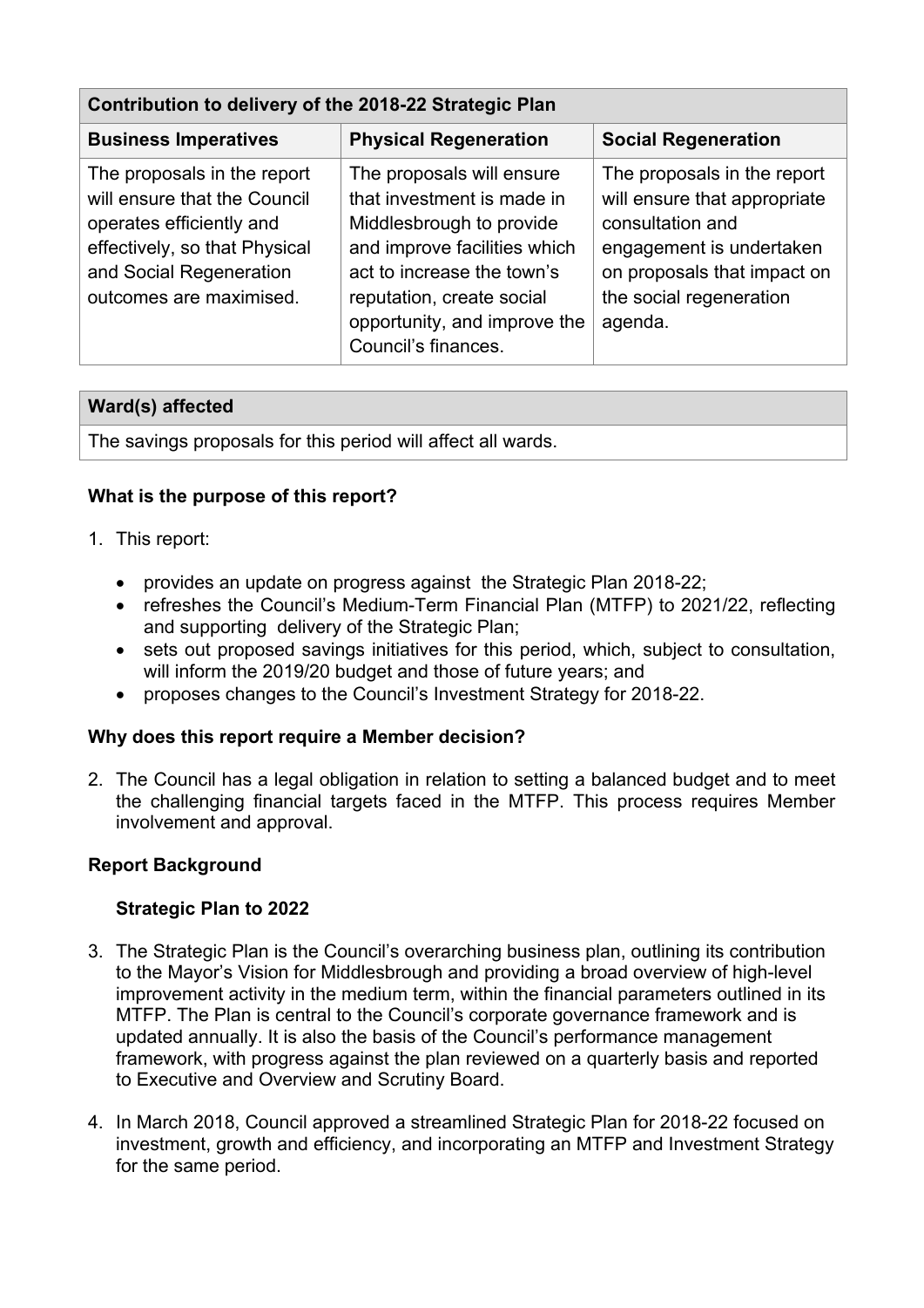| Contribution to delivery of the 2018-22 Strategic Plan | | |
|---|---|---|
| **Business Imperatives** | **Physical Regeneration** | **Social Regeneration** |
| The proposals in the report will ensure that the Council operates efficiently and effectively, so that Physical and Social Regeneration outcomes are maximised. | The proposals will ensure that investment is made in Middlesbrough to provide and improve facilities which act to increase the town's reputation, create social opportunity, and improve the Council's finances. | The proposals in the report will ensure that appropriate consultation and engagement is undertaken on proposals that impact on the social regeneration agenda. |

| Ward(s) affected |
|---|
| The savings proposals for this period will affect all wards. |

**What is the purpose of this report?**

1. This report:

   - provides an update on progress against the Strategic Plan 2018-22;
   - refreshes the Council's Medium-Term Financial Plan (MTFP) to 2021/22, reflecting and supporting delivery of the Strategic Plan;
   - sets out proposed savings initiatives for this period, which, subject to consultation, will inform the 2019/20 budget and those of future years; and
   - proposes changes to the Council's Investment Strategy for 2018-22.

**Why does this report require a Member decision?**

2. The Council has a legal obligation in relation to setting a balanced budget and to meet the challenging financial targets faced in the MTFP. This process requires Member involvement and approval.

**Report Background**

**Strategic Plan to 2022**

3. The Strategic Plan is the Council's overarching business plan, outlining its contribution to the Mayor's Vision for Middlesbrough and providing a broad overview of high-level improvement activity in the medium term, within the financial parameters outlined in its MTFP. The Plan is central to the Council's corporate governance framework and is updated annually. It is also the basis of the Council's performance management framework, with progress against the plan reviewed on a quarterly basis and reported to Executive and Overview and Scrutiny Board.

4. In March 2018, Council approved a streamlined Strategic Plan for 2018-22 focused on investment, growth and efficiency, and incorporating an MTFP and Investment Strategy for the same period.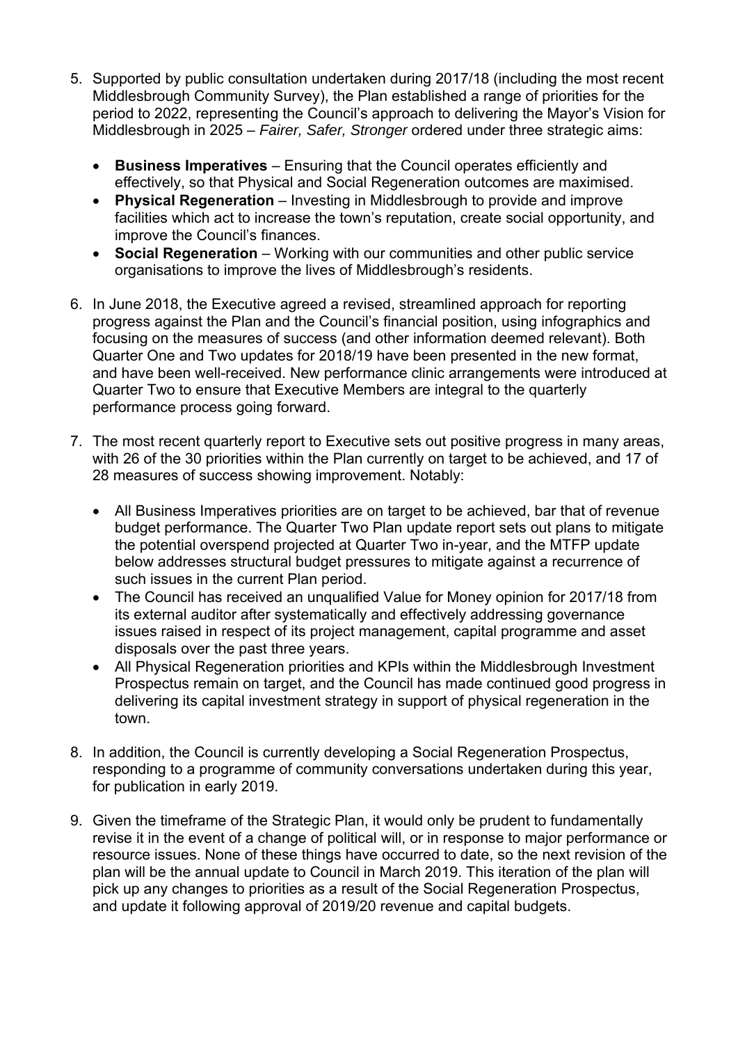5. Supported by public consultation undertaken during 2017/18 (including the most recent Middlesbrough Community Survey), the Plan established a range of priorities for the period to 2022, representing the Council's approach to delivering the Mayor's Vision for Middlesbrough in 2025 – *Fairer, Safer, Stronger* ordered under three strategic aims:

   - **Business Imperatives** – Ensuring that the Council operates efficiently and effectively, so that Physical and Social Regeneration outcomes are maximised.
   - **Physical Regeneration** – Investing in Middlesbrough to provide and improve facilities which act to increase the town's reputation, create social opportunity, and improve the Council's finances.
   - **Social Regeneration** – Working with our communities and other public service organisations to improve the lives of Middlesbrough's residents.

6. In June 2018, the Executive agreed a revised, streamlined approach for reporting progress against the Plan and the Council's financial position, using infographics and focusing on the measures of success (and other information deemed relevant). Both Quarter One and Two updates for 2018/19 have been presented in the new format, and have been well-received. New performance clinic arrangements were introduced at Quarter Two to ensure that Executive Members are integral to the quarterly performance process going forward.

7. The most recent quarterly report to Executive sets out positive progress in many areas, with 26 of the 30 priorities within the Plan currently on target to be achieved, and 17 of 28 measures of success showing improvement. Notably:

   - All Business Imperatives priorities are on target to be achieved, bar that of revenue budget performance. The Quarter Two Plan update report sets out plans to mitigate the potential overspend projected at Quarter Two in-year, and the MTFP update below addresses structural budget pressures to mitigate against a recurrence of such issues in the current Plan period.
   - The Council has received an unqualified Value for Money opinion for 2017/18 from its external auditor after systematically and effectively addressing governance issues raised in respect of its project management, capital programme and asset disposals over the past three years.
   - All Physical Regeneration priorities and KPIs within the Middlesbrough Investment Prospectus remain on target, and the Council has made continued good progress in delivering its capital investment strategy in support of physical regeneration in the town.

8. In addition, the Council is currently developing a Social Regeneration Prospectus, responding to a programme of community conversations undertaken during this year, for publication in early 2019.

9. Given the timeframe of the Strategic Plan, it would only be prudent to fundamentally revise it in the event of a change of political will, or in response to major performance or resource issues. None of these things have occurred to date, so the next revision of the plan will be the annual update to Council in March 2019. This iteration of the plan will pick up any changes to priorities as a result of the Social Regeneration Prospectus, and update it following approval of 2019/20 revenue and capital budgets.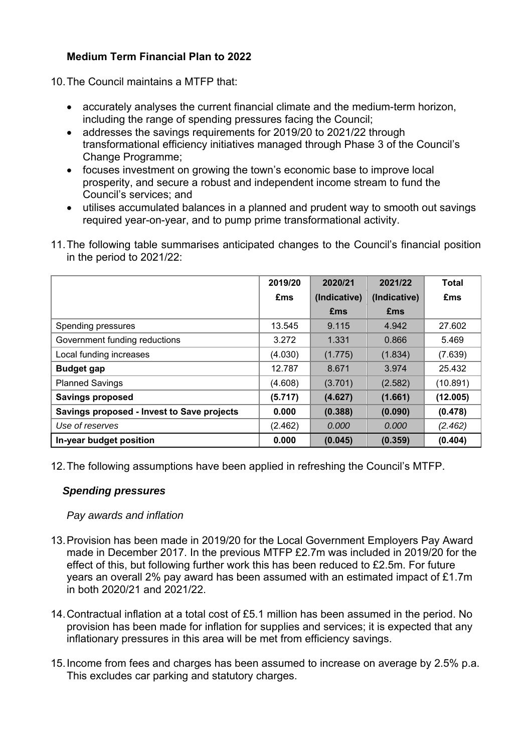### **Medium Term Financial Plan to 2022**

10. The Council maintains a MTFP that:

- accurately analyses the current financial climate and the medium-term horizon, including the range of spending pressures facing the Council;
- addresses the savings requirements for 2019/20 to 2021/22 through transformational efficiency initiatives managed through Phase 3 of the Council's Change Programme;
- focuses investment on growing the town's economic base to improve local prosperity, and secure a robust and independent income stream to fund the Council's services; and
- utilises accumulated balances in a planned and prudent way to smooth out savings required year-on-year, and to pump prime transformational activity.

11. The following table summarises anticipated changes to the Council's financial position in the period to 2021/22:

| | **2019/20 £ms** | **2020/21 (Indicative) £ms** | **2021/22 (Indicative) £ms** | **Total £ms** |
|---|---|---|---|---|
| Spending pressures | 13.545 | 9.115 | 4.942 | 27.602 |
| Government funding reductions | 3.272 | 1.331 | 0.866 | 5.469 |
| Local funding increases | (4.030) | (1.775) | (1.834) | (7.639) |
| **Budget gap** | 12.787 | 8.671 | 3.974 | 25.432 |
| Planned Savings | (4.608) | (3.701) | (2.582) | (10.891) |
| **Savings proposed** | **(5.717)** | **(4.627)** | **(1.661)** | **(12.005)** |
| **Savings proposed - Invest to Save projects** | **0.000** | **(0.388)** | **(0.090)** | **(0.478)** |
| *Use of reserves* | (2.462) | *0.000* | *0.000* | *(2.462)* |
| **In-year budget position** | **0.000** | **(0.045)** | **(0.359)** | **(0.404)** |

12. The following assumptions have been applied in refreshing the Council's MTFP.

***Spending pressures***

*Pay awards and inflation*

13. Provision has been made in 2019/20 for the Local Government Employers Pay Award made in December 2017. In the previous MTFP £2.7m was included in 2019/20 for the effect of this, but following further work this has been reduced to £2.5m. For future years an overall 2% pay award has been assumed with an estimated impact of £1.7m in both 2020/21 and 2021/22.

14. Contractual inflation at a total cost of £5.1 million has been assumed in the period. No provision has been made for inflation for supplies and services; it is expected that any inflationary pressures in this area will be met from efficiency savings.

15. Income from fees and charges has been assumed to increase on average by 2.5% p.a. This excludes car parking and statutory charges.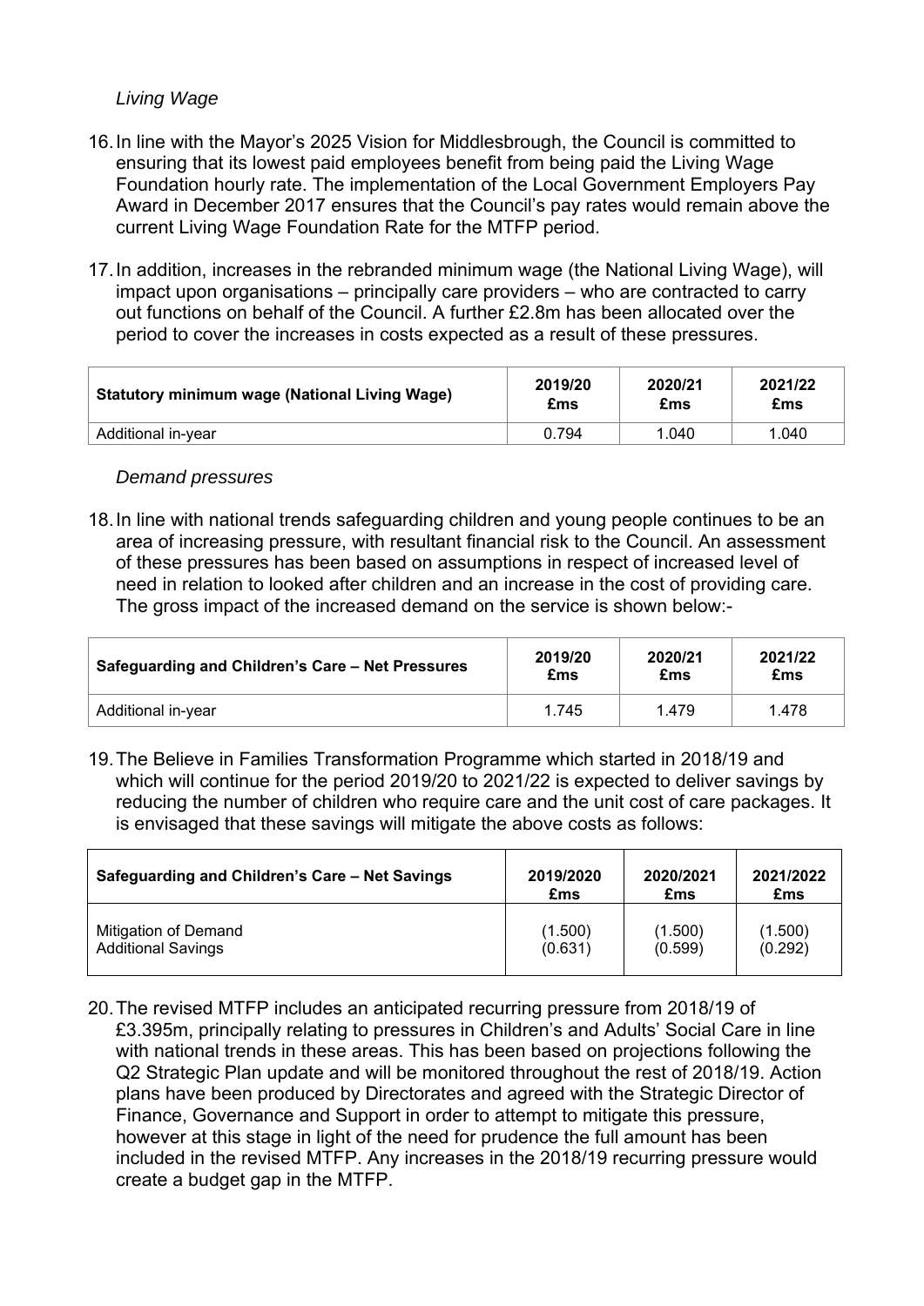*Living Wage*

16. In line with the Mayor's 2025 Vision for Middlesbrough, the Council is committed to ensuring that its lowest paid employees benefit from being paid the Living Wage Foundation hourly rate. The implementation of the Local Government Employers Pay Award in December 2017 ensures that the Council's pay rates would remain above the current Living Wage Foundation Rate for the MTFP period.

17. In addition, increases in the rebranded minimum wage (the National Living Wage), will impact upon organisations – principally care providers – who are contracted to carry out functions on behalf of the Council. A further £2.8m has been allocated over the period to cover the increases in costs expected as a result of these pressures.

| Statutory minimum wage (National Living Wage) | 2019/20 £ms | 2020/21 £ms | 2021/22 £ms |
| --- | --- | --- | --- |
| Additional in-year | 0.794 | 1.040 | 1.040 |

*Demand pressures*

18. In line with national trends safeguarding children and young people continues to be an area of increasing pressure, with resultant financial risk to the Council. An assessment of these pressures has been based on assumptions in respect of increased level of need in relation to looked after children and an increase in the cost of providing care. The gross impact of the increased demand on the service is shown below:-

| Safeguarding and Children's Care – Net Pressures | 2019/20 £ms | 2020/21 £ms | 2021/22 £ms |
| --- | --- | --- | --- |
| Additional in-year | 1.745 | 1.479 | 1.478 |

19. The Believe in Families Transformation Programme which started in 2018/19 and which will continue for the period 2019/20 to 2021/22 is expected to deliver savings by reducing the number of children who require care and the unit cost of care packages. It is envisaged that these savings will mitigate the above costs as follows:

| Safeguarding and Children's Care – Net Savings | 2019/2020 £ms | 2020/2021 £ms | 2021/2022 £ms |
| --- | --- | --- | --- |
| Mitigation of Demand | (1.500) | (1.500) | (1.500) |
| Additional Savings | (0.631) | (0.599) | (0.292) |

20. The revised MTFP includes an anticipated recurring pressure from 2018/19 of £3.395m, principally relating to pressures in Children's and Adults' Social Care in line with national trends in these areas. This has been based on projections following the Q2 Strategic Plan update and will be monitored throughout the rest of 2018/19. Action plans have been produced by Directorates and agreed with the Strategic Director of Finance, Governance and Support in order to attempt to mitigate this pressure, however at this stage in light of the need for prudence the full amount has been included in the revised MTFP. Any increases in the 2018/19 recurring pressure would create a budget gap in the MTFP.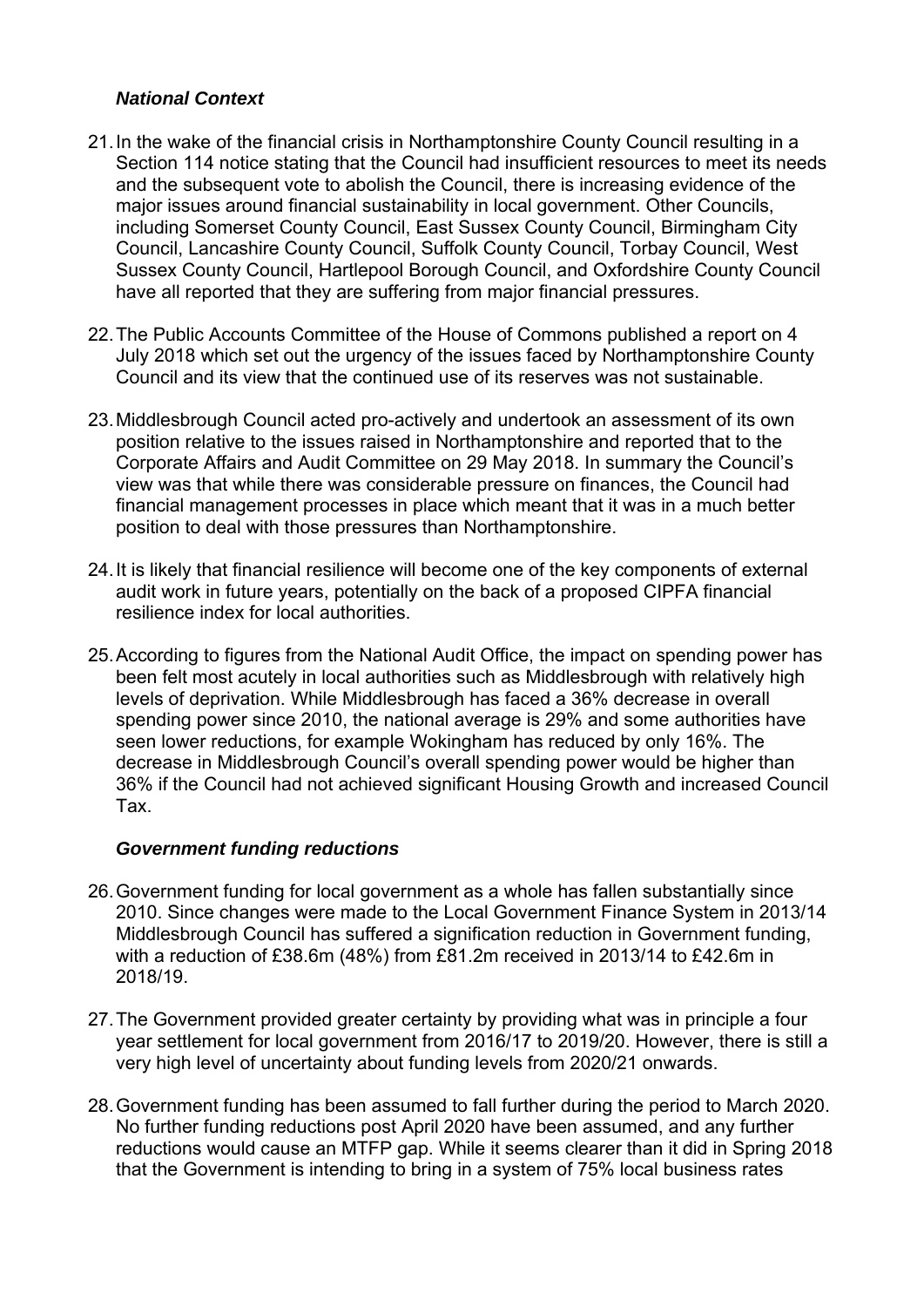### *National Context*

21. In the wake of the financial crisis in Northamptonshire County Council resulting in a Section 114 notice stating that the Council had insufficient resources to meet its needs and the subsequent vote to abolish the Council, there is increasing evidence of the major issues around financial sustainability in local government. Other Councils, including Somerset County Council, East Sussex County Council, Birmingham City Council, Lancashire County Council, Suffolk County Council, Torbay Council, West Sussex County Council, Hartlepool Borough Council, and Oxfordshire County Council have all reported that they are suffering from major financial pressures.

22. The Public Accounts Committee of the House of Commons published a report on 4 July 2018 which set out the urgency of the issues faced by Northamptonshire County Council and its view that the continued use of its reserves was not sustainable.

23. Middlesbrough Council acted pro-actively and undertook an assessment of its own position relative to the issues raised in Northamptonshire and reported that to the Corporate Affairs and Audit Committee on 29 May 2018. In summary the Council's view was that while there was considerable pressure on finances, the Council had financial management processes in place which meant that it was in a much better position to deal with those pressures than Northamptonshire.

24. It is likely that financial resilience will become one of the key components of external audit work in future years, potentially on the back of a proposed CIPFA financial resilience index for local authorities.

25. According to figures from the National Audit Office, the impact on spending power has been felt most acutely in local authorities such as Middlesbrough with relatively high levels of deprivation. While Middlesbrough has faced a 36% decrease in overall spending power since 2010, the national average is 29% and some authorities have seen lower reductions, for example Wokingham has reduced by only 16%. The decrease in Middlesbrough Council's overall spending power would be higher than 36% if the Council had not achieved significant Housing Growth and increased Council Tax.

### *Government funding reductions*

26. Government funding for local government as a whole has fallen substantially since 2010. Since changes were made to the Local Government Finance System in 2013/14 Middlesbrough Council has suffered a signification reduction in Government funding, with a reduction of £38.6m (48%) from £81.2m received in 2013/14 to £42.6m in 2018/19.

27. The Government provided greater certainty by providing what was in principle a four year settlement for local government from 2016/17 to 2019/20. However, there is still a very high level of uncertainty about funding levels from 2020/21 onwards.

28. Government funding has been assumed to fall further during the period to March 2020. No further funding reductions post April 2020 have been assumed, and any further reductions would cause an MTFP gap. While it seems clearer than it did in Spring 2018 that the Government is intending to bring in a system of 75% local business rates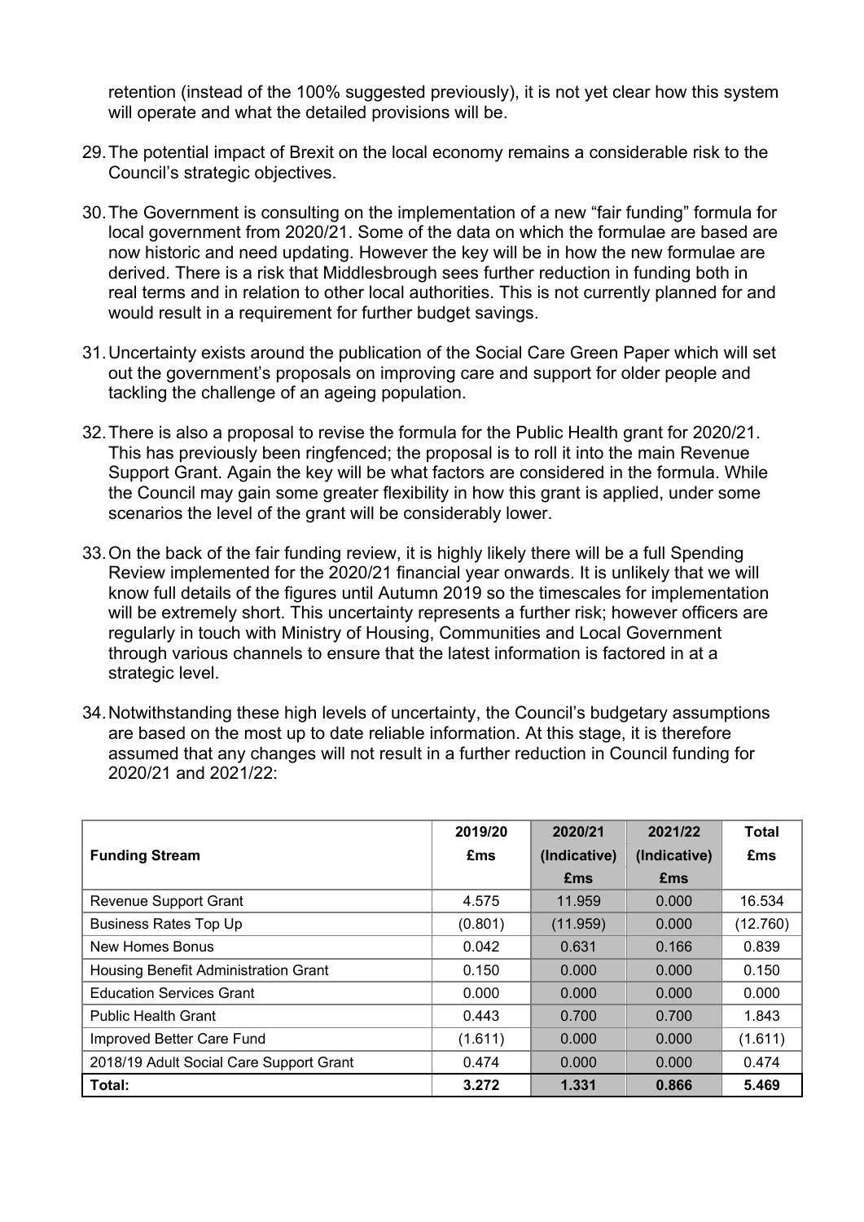retention (instead of the 100% suggested previously), it is not yet clear how this system will operate and what the detailed provisions will be.

29. The potential impact of Brexit on the local economy remains a considerable risk to the Council's strategic objectives.

30. The Government is consulting on the implementation of a new "fair funding" formula for local government from 2020/21. Some of the data on which the formulae are based are now historic and need updating. However the key will be in how the new formulae are derived. There is a risk that Middlesbrough sees further reduction in funding both in real terms and in relation to other local authorities. This is not currently planned for and would result in a requirement for further budget savings.

31. Uncertainty exists around the publication of the Social Care Green Paper which will set out the government's proposals on improving care and support for older people and tackling the challenge of an ageing population.

32. There is also a proposal to revise the formula for the Public Health grant for 2020/21. This has previously been ringfenced; the proposal is to roll it into the main Revenue Support Grant. Again the key will be what factors are considered in the formula. While the Council may gain some greater flexibility in how this grant is applied, under some scenarios the level of the grant will be considerably lower.

33. On the back of the fair funding review, it is highly likely there will be a full Spending Review implemented for the 2020/21 financial year onwards. It is unlikely that we will know full details of the figures until Autumn 2019 so the timescales for implementation will be extremely short. This uncertainty represents a further risk; however officers are regularly in touch with Ministry of Housing, Communities and Local Government through various channels to ensure that the latest information is factored in at a strategic level.

34. Notwithstanding these high levels of uncertainty, the Council's budgetary assumptions are based on the most up to date reliable information. At this stage, it is therefore assumed that any changes will not result in a further reduction in Council funding for 2020/21 and 2021/22:

| Funding Stream | 2019/20 £ms | 2020/21 (Indicative) £ms | 2021/22 (Indicative) £ms | Total £ms |
|---|---|---|---|---|
| Revenue Support Grant | 4.575 | 11.959 | 0.000 | 16.534 |
| Business Rates Top Up | (0.801) | (11.959) | 0.000 | (12.760) |
| New Homes Bonus | 0.042 | 0.631 | 0.166 | 0.839 |
| Housing Benefit Administration Grant | 0.150 | 0.000 | 0.000 | 0.150 |
| Education Services Grant | 0.000 | 0.000 | 0.000 | 0.000 |
| Public Health Grant | 0.443 | 0.700 | 0.700 | 1.843 |
| Improved Better Care Fund | (1.611) | 0.000 | 0.000 | (1.611) |
| 2018/19 Adult Social Care Support Grant | 0.474 | 0.000 | 0.000 | 0.474 |
| **Total:** | **3.272** | **1.331** | **0.866** | **5.469** |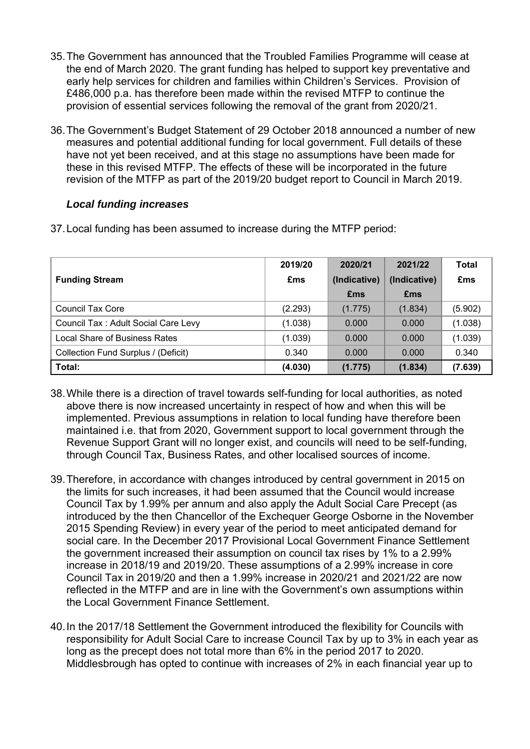35. The Government has announced that the Troubled Families Programme will cease at the end of March 2020. The grant funding has helped to support key preventative and early help services for children and families within Children's Services. Provision of £486,000 p.a. has therefore been made within the revised MTFP to continue the provision of essential services following the removal of the grant from 2020/21.

36. The Government's Budget Statement of 29 October 2018 announced a number of new measures and potential additional funding for local government. Full details of these have not yet been received, and at this stage no assumptions have been made for these in this revised MTFP. The effects of these will be incorporated in the future revision of the MTFP as part of the 2019/20 budget report to Council in March 2019.

### *Local funding increases*

37. Local funding has been assumed to increase during the MTFP period:

| Funding Stream | 2019/20 £ms | 2020/21 (Indicative) £ms | 2021/22 (Indicative) £ms | Total £ms |
|---|---|---|---|---|
| Council Tax Core | (2.293) | (1.775) | (1.834) | (5.902) |
| Council Tax : Adult Social Care Levy | (1.038) | 0.000 | 0.000 | (1.038) |
| Local Share of Business Rates | (1.039) | 0.000 | 0.000 | (1.039) |
| Collection Fund Surplus / (Deficit) | 0.340 | 0.000 | 0.000 | 0.340 |
| **Total:** | **(4.030)** | **(1.775)** | **(1.834)** | **(7.639)** |

38. While there is a direction of travel towards self-funding for local authorities, as noted above there is now increased uncertainty in respect of how and when this will be implemented. Previous assumptions in relation to local funding have therefore been maintained i.e. that from 2020, Government support to local government through the Revenue Support Grant will no longer exist, and councils will need to be self-funding, through Council Tax, Business Rates, and other localised sources of income.

39. Therefore, in accordance with changes introduced by central government in 2015 on the limits for such increases, it had been assumed that the Council would increase Council Tax by 1.99% per annum and also apply the Adult Social Care Precept (as introduced by the then Chancellor of the Exchequer George Osborne in the November 2015 Spending Review) in every year of the period to meet anticipated demand for social care. In the December 2017 Provisional Local Government Finance Settlement the government increased their assumption on council tax rises by 1% to a 2.99% increase in 2018/19 and 2019/20. These assumptions of a 2.99% increase in core Council Tax in 2019/20 and then a 1.99% increase in 2020/21 and 2021/22 are now reflected in the MTFP and are in line with the Government's own assumptions within the Local Government Finance Settlement.

40. In the 2017/18 Settlement the Government introduced the flexibility for Councils with responsibility for Adult Social Care to increase Council Tax by up to 3% in each year as long as the precept does not total more than 6% in the period 2017 to 2020. Middlesbrough has opted to continue with increases of 2% in each financial year up to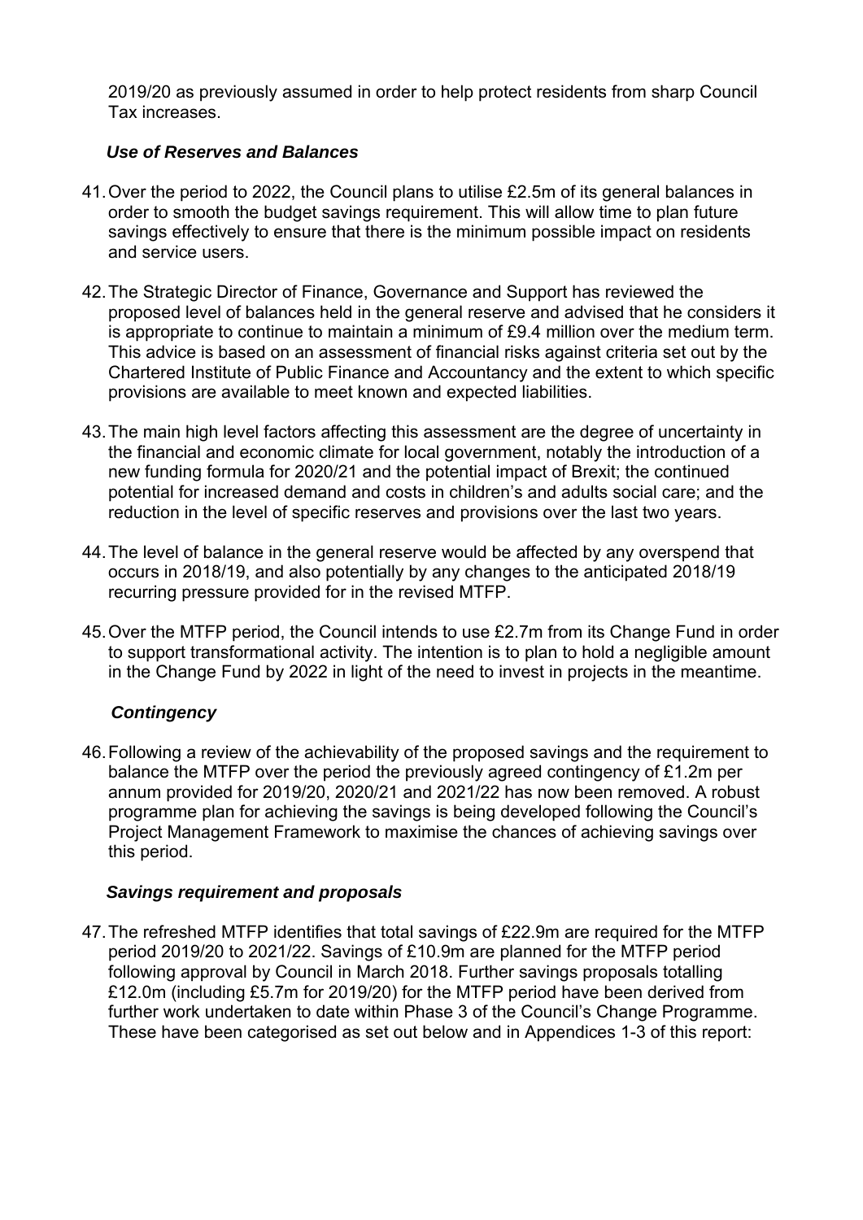2019/20 as previously assumed in order to help protect residents from sharp Council Tax increases.

### *Use of Reserves and Balances*

41. Over the period to 2022, the Council plans to utilise £2.5m of its general balances in order to smooth the budget savings requirement. This will allow time to plan future savings effectively to ensure that there is the minimum possible impact on residents and service users.

42. The Strategic Director of Finance, Governance and Support has reviewed the proposed level of balances held in the general reserve and advised that he considers it is appropriate to continue to maintain a minimum of £9.4 million over the medium term. This advice is based on an assessment of financial risks against criteria set out by the Chartered Institute of Public Finance and Accountancy and the extent to which specific provisions are available to meet known and expected liabilities.

43. The main high level factors affecting this assessment are the degree of uncertainty in the financial and economic climate for local government, notably the introduction of a new funding formula for 2020/21 and the potential impact of Brexit; the continued potential for increased demand and costs in children's and adults social care; and the reduction in the level of specific reserves and provisions over the last two years.

44. The level of balance in the general reserve would be affected by any overspend that occurs in 2018/19, and also potentially by any changes to the anticipated 2018/19 recurring pressure provided for in the revised MTFP.

45. Over the MTFP period, the Council intends to use £2.7m from its Change Fund in order to support transformational activity. The intention is to plan to hold a negligible amount in the Change Fund by 2022 in light of the need to invest in projects in the meantime.

### *Contingency*

46. Following a review of the achievability of the proposed savings and the requirement to balance the MTFP over the period the previously agreed contingency of £1.2m per annum provided for 2019/20, 2020/21 and 2021/22 has now been removed. A robust programme plan for achieving the savings is being developed following the Council's Project Management Framework to maximise the chances of achieving savings over this period.

### *Savings requirement and proposals*

47. The refreshed MTFP identifies that total savings of £22.9m are required for the MTFP period 2019/20 to 2021/22. Savings of £10.9m are planned for the MTFP period following approval by Council in March 2018. Further savings proposals totalling £12.0m (including £5.7m for 2019/20) for the MTFP period have been derived from further work undertaken to date within Phase 3 of the Council's Change Programme. These have been categorised as set out below and in Appendices 1-3 of this report: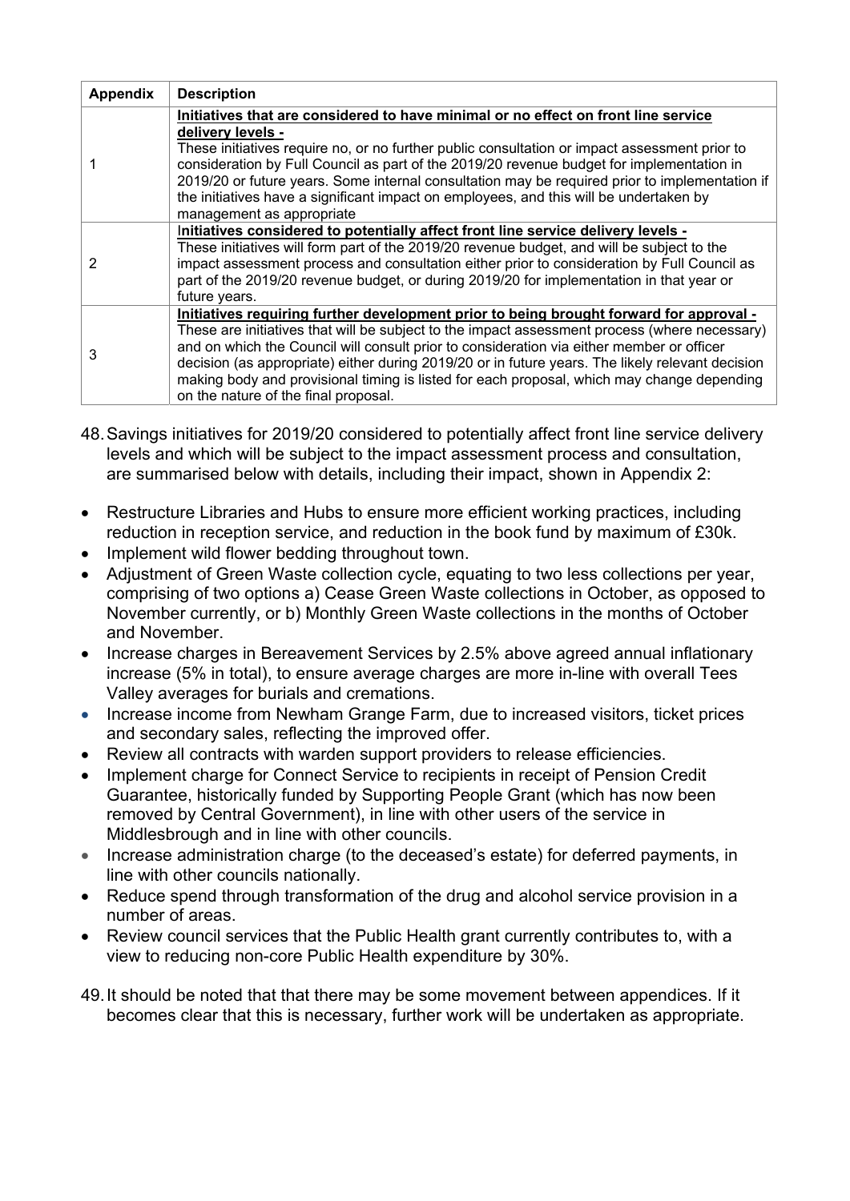| Appendix | Description |
|---|---|
| 1 | **<u>Initiatives that are considered to have minimal or no effect on front line service delivery levels -</u>**<br>These initiatives require no, or no further public consultation or impact assessment prior to consideration by Full Council as part of the 2019/20 revenue budget for implementation in 2019/20 or future years. Some internal consultation may be required prior to implementation if the initiatives have a significant impact on employees, and this will be undertaken by management as appropriate |
| 2 | **<u>Initiatives considered to potentially affect front line service delivery levels -</u>**<br>These initiatives will form part of the 2019/20 revenue budget, and will be subject to the impact assessment process and consultation either prior to consideration by Full Council as part of the 2019/20 revenue budget, or during 2019/20 for implementation in that year or future years. |
| 3 | **<u>Initiatives requiring further development prior to being brought forward for approval -</u>**<br>These are initiatives that will be subject to the impact assessment process (where necessary) and on which the Council will consult prior to consideration via either member or officer decision (as appropriate) either during 2019/20 or in future years. The likely relevant decision making body and provisional timing is listed for each proposal, which may change depending on the nature of the final proposal. |

48. Savings initiatives for 2019/20 considered to potentially affect front line service delivery levels and which will be subject to the impact assessment process and consultation, are summarised below with details, including their impact, shown in Appendix 2:

- Restructure Libraries and Hubs to ensure more efficient working practices, including reduction in reception service, and reduction in the book fund by maximum of £30k.
- Implement wild flower bedding throughout town.
- Adjustment of Green Waste collection cycle, equating to two less collections per year, comprising of two options a) Cease Green Waste collections in October, as opposed to November currently, or b) Monthly Green Waste collections in the months of October and November.
- Increase charges in Bereavement Services by 2.5% above agreed annual inflationary increase (5% in total), to ensure average charges are more in-line with overall Tees Valley averages for burials and cremations.
- Increase income from Newham Grange Farm, due to increased visitors, ticket prices and secondary sales, reflecting the improved offer.
- Review all contracts with warden support providers to release efficiencies.
- Implement charge for Connect Service to recipients in receipt of Pension Credit Guarantee, historically funded by Supporting People Grant (which has now been removed by Central Government), in line with other users of the service in Middlesbrough and in line with other councils.
- Increase administration charge (to the deceased's estate) for deferred payments, in line with other councils nationally.
- Reduce spend through transformation of the drug and alcohol service provision in a number of areas.
- Review council services that the Public Health grant currently contributes to, with a view to reducing non-core Public Health expenditure by 30%.

49. It should be noted that that there may be some movement between appendices. If it becomes clear that this is necessary, further work will be undertaken as appropriate.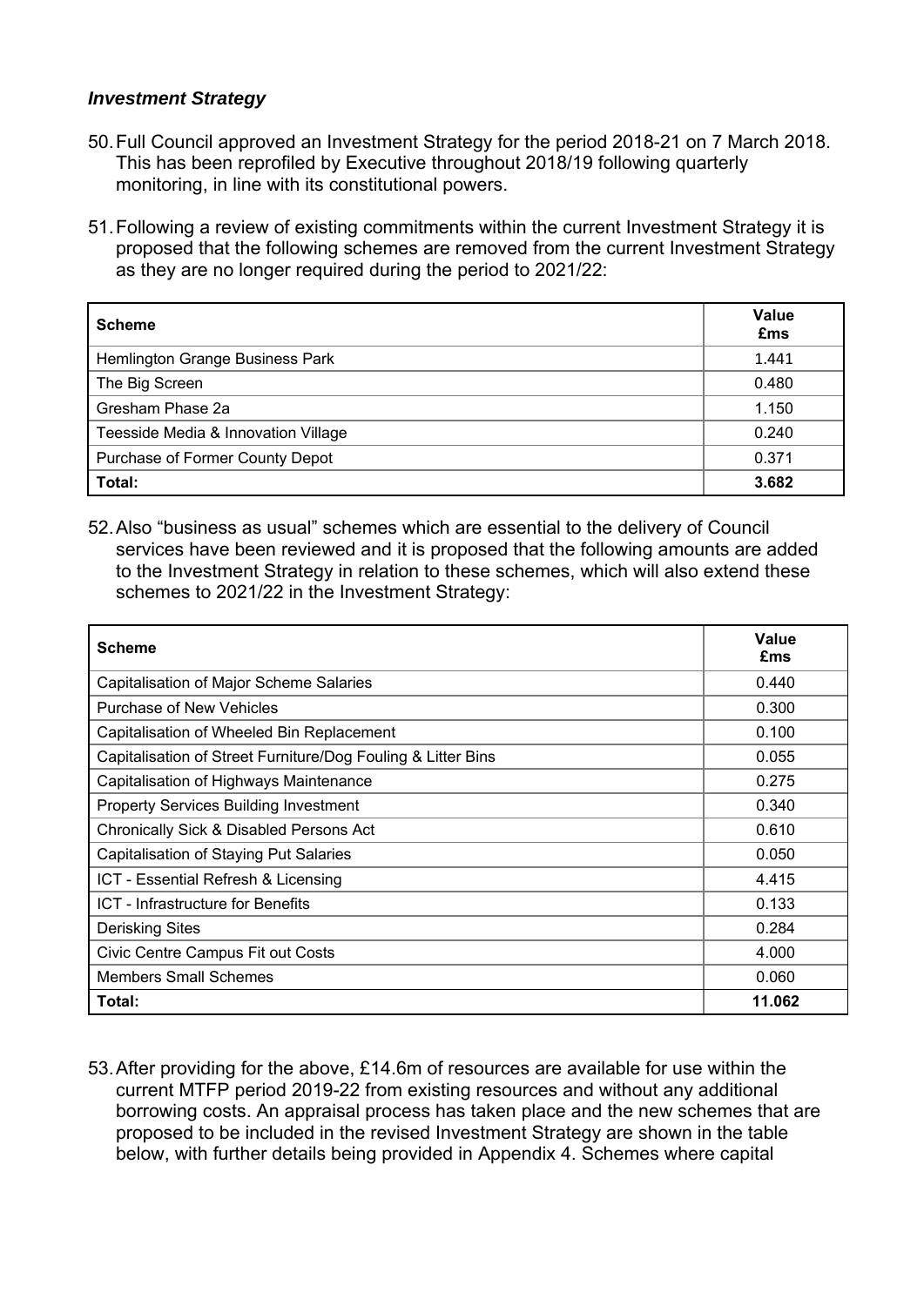***Investment Strategy***

50. Full Council approved an Investment Strategy for the period 2018-21 on 7 March 2018. This has been reprofiled by Executive throughout 2018/19 following quarterly monitoring, in line with its constitutional powers.

51. Following a review of existing commitments within the current Investment Strategy it is proposed that the following schemes are removed from the current Investment Strategy as they are no longer required during the period to 2021/22:

| Scheme | Value £ms |
|---|---|
| Hemlington Grange Business Park | 1.441 |
| The Big Screen | 0.480 |
| Gresham Phase 2a | 1.150 |
| Teesside Media & Innovation Village | 0.240 |
| Purchase of Former County Depot | 0.371 |
| **Total:** | **3.682** |

52. Also "business as usual" schemes which are essential to the delivery of Council services have been reviewed and it is proposed that the following amounts are added to the Investment Strategy in relation to these schemes, which will also extend these schemes to 2021/22 in the Investment Strategy:

| Scheme | Value £ms |
|---|---|
| Capitalisation of Major Scheme Salaries | 0.440 |
| Purchase of New Vehicles | 0.300 |
| Capitalisation of Wheeled Bin Replacement | 0.100 |
| Capitalisation of Street Furniture/Dog Fouling & Litter Bins | 0.055 |
| Capitalisation of Highways Maintenance | 0.275 |
| Property Services Building Investment | 0.340 |
| Chronically Sick & Disabled Persons Act | 0.610 |
| Capitalisation of Staying Put Salaries | 0.050 |
| ICT - Essential Refresh & Licensing | 4.415 |
| ICT - Infrastructure for Benefits | 0.133 |
| Derisking Sites | 0.284 |
| Civic Centre Campus Fit out Costs | 4.000 |
| Members Small Schemes | 0.060 |
| **Total:** | **11.062** |

53. After providing for the above, £14.6m of resources are available for use within the current MTFP period 2019-22 from existing resources and without any additional borrowing costs. An appraisal process has taken place and the new schemes that are proposed to be included in the revised Investment Strategy are shown in the table below, with further details being provided in Appendix 4. Schemes where capital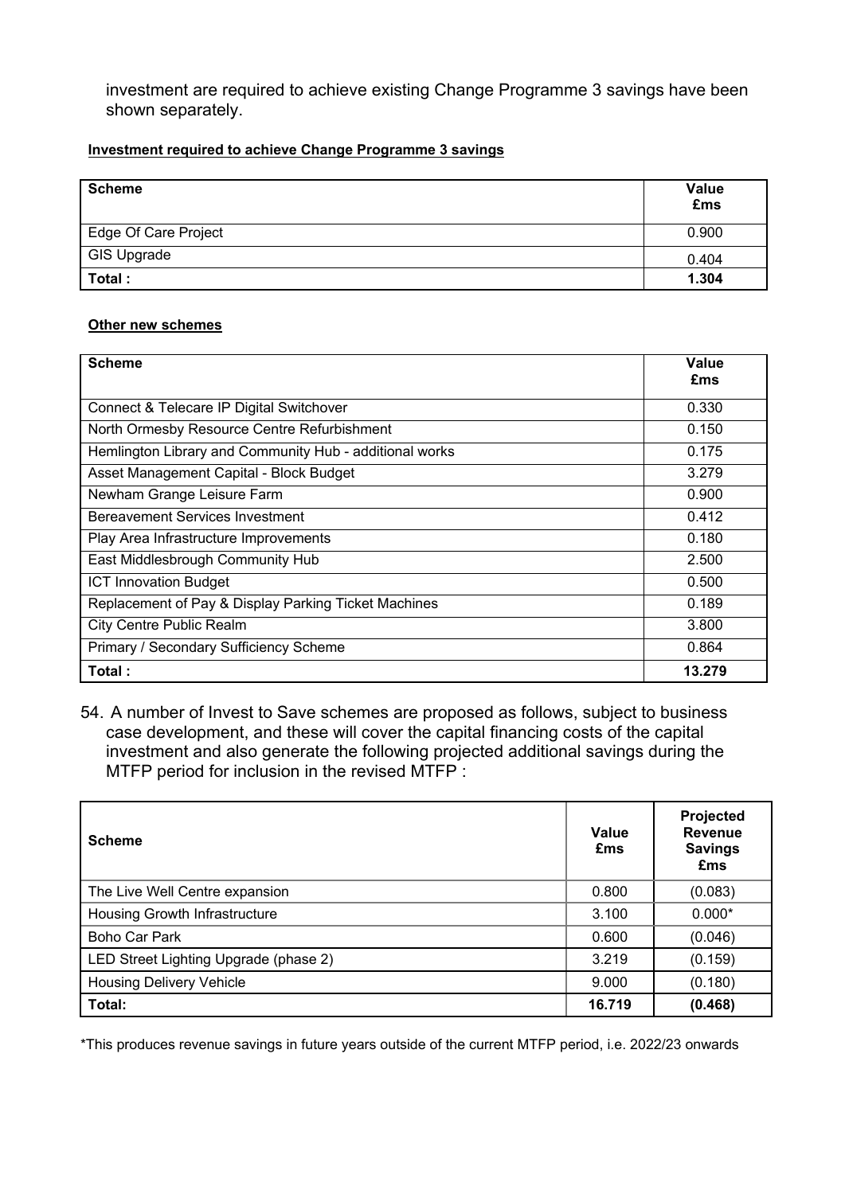investment are required to achieve existing Change Programme 3 savings have been shown separately.

**Investment required to achieve Change Programme 3 savings**

| Scheme | Value £ms |
|---|---|
| Edge Of Care Project | 0.900 |
| GIS Upgrade | 0.404 |
| **Total :** | **1.304** |

**Other new schemes**

| Scheme | Value £ms |
|---|---|
| Connect & Telecare IP Digital Switchover | 0.330 |
| North Ormesby Resource Centre Refurbishment | 0.150 |
| Hemlington Library and Community Hub - additional works | 0.175 |
| Asset Management Capital - Block Budget | 3.279 |
| Newham Grange Leisure Farm | 0.900 |
| Bereavement Services Investment | 0.412 |
| Play Area Infrastructure Improvements | 0.180 |
| East Middlesbrough Community Hub | 2.500 |
| ICT Innovation Budget | 0.500 |
| Replacement of Pay & Display Parking Ticket Machines | 0.189 |
| City Centre Public Realm | 3.800 |
| Primary / Secondary Sufficiency Scheme | 0.864 |
| **Total :** | **13.279** |

54. A number of Invest to Save schemes are proposed as follows, subject to business case development, and these will cover the capital financing costs of the capital investment and also generate the following projected additional savings during the MTFP period for inclusion in the revised MTFP :

| Scheme | Value £ms | Projected Revenue Savings £ms |
|---|---|---|
| The Live Well Centre expansion | 0.800 | (0.083) |
| Housing Growth Infrastructure | 3.100 | 0.000* |
| Boho Car Park | 0.600 | (0.046) |
| LED Street Lighting Upgrade (phase 2) | 3.219 | (0.159) |
| Housing Delivery Vehicle | 9.000 | (0.180) |
| **Total:** | **16.719** | **(0.468)** |

*This produces revenue savings in future years outside of the current MTFP period, i.e. 2022/23 onwards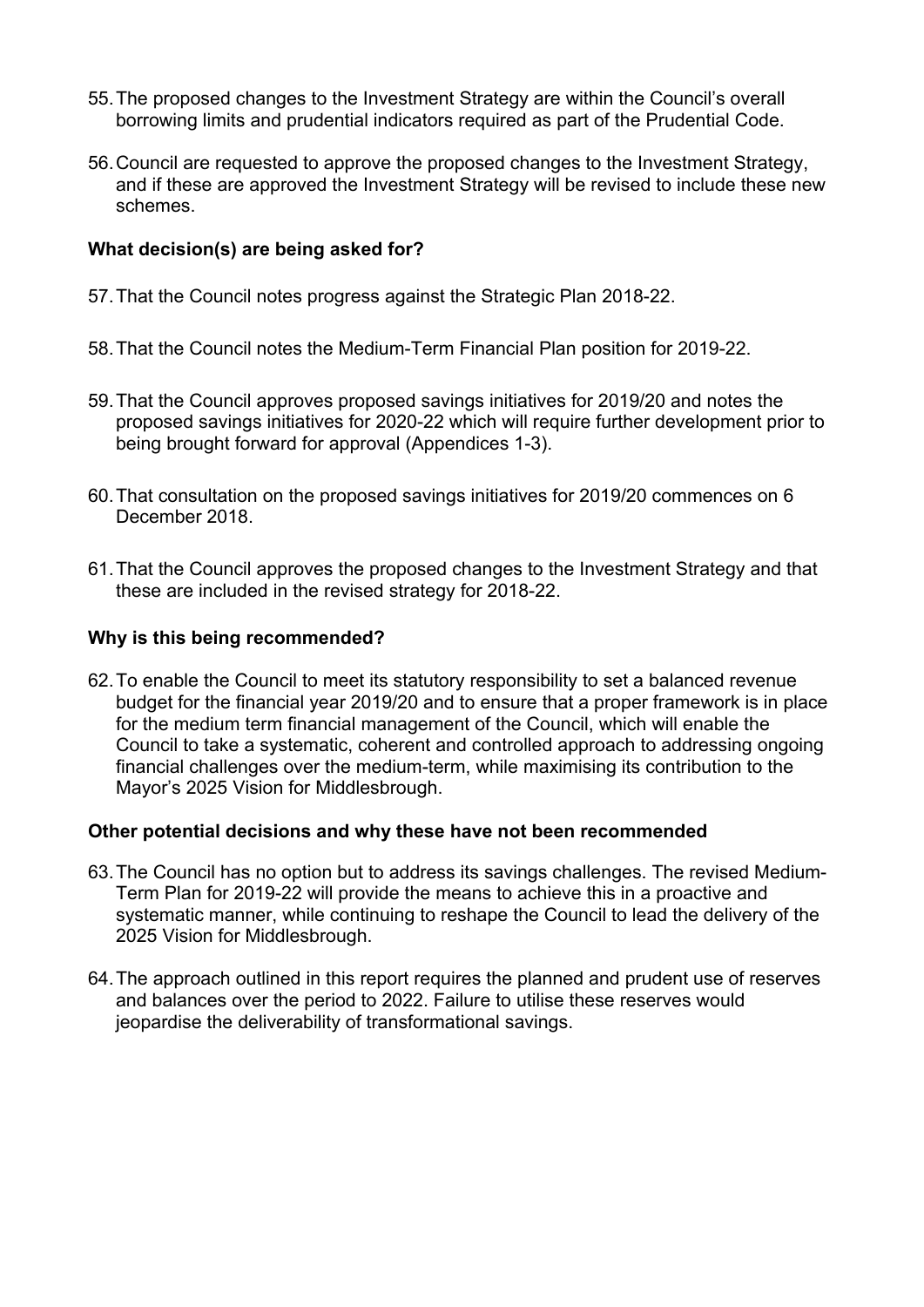55. The proposed changes to the Investment Strategy are within the Council's overall borrowing limits and prudential indicators required as part of the Prudential Code.

56. Council are requested to approve the proposed changes to the Investment Strategy, and if these are approved the Investment Strategy will be revised to include these new schemes.

**What decision(s) are being asked for?**

57. That the Council notes progress against the Strategic Plan 2018-22.

58. That the Council notes the Medium-Term Financial Plan position for 2019-22.

59. That the Council approves proposed savings initiatives for 2019/20 and notes the proposed savings initiatives for 2020-22 which will require further development prior to being brought forward for approval (Appendices 1-3).

60. That consultation on the proposed savings initiatives for 2019/20 commences on 6 December 2018.

61. That the Council approves the proposed changes to the Investment Strategy and that these are included in the revised strategy for 2018-22.

**Why is this being recommended?**

62. To enable the Council to meet its statutory responsibility to set a balanced revenue budget for the financial year 2019/20 and to ensure that a proper framework is in place for the medium term financial management of the Council, which will enable the Council to take a systematic, coherent and controlled approach to addressing ongoing financial challenges over the medium-term, while maximising its contribution to the Mayor's 2025 Vision for Middlesbrough.

**Other potential decisions and why these have not been recommended**

63. The Council has no option but to address its savings challenges. The revised Medium-Term Plan for 2019-22 will provide the means to achieve this in a proactive and systematic manner, while continuing to reshape the Council to lead the delivery of the 2025 Vision for Middlesbrough.

64. The approach outlined in this report requires the planned and prudent use of reserves and balances over the period to 2022. Failure to utilise these reserves would jeopardise the deliverability of transformational savings.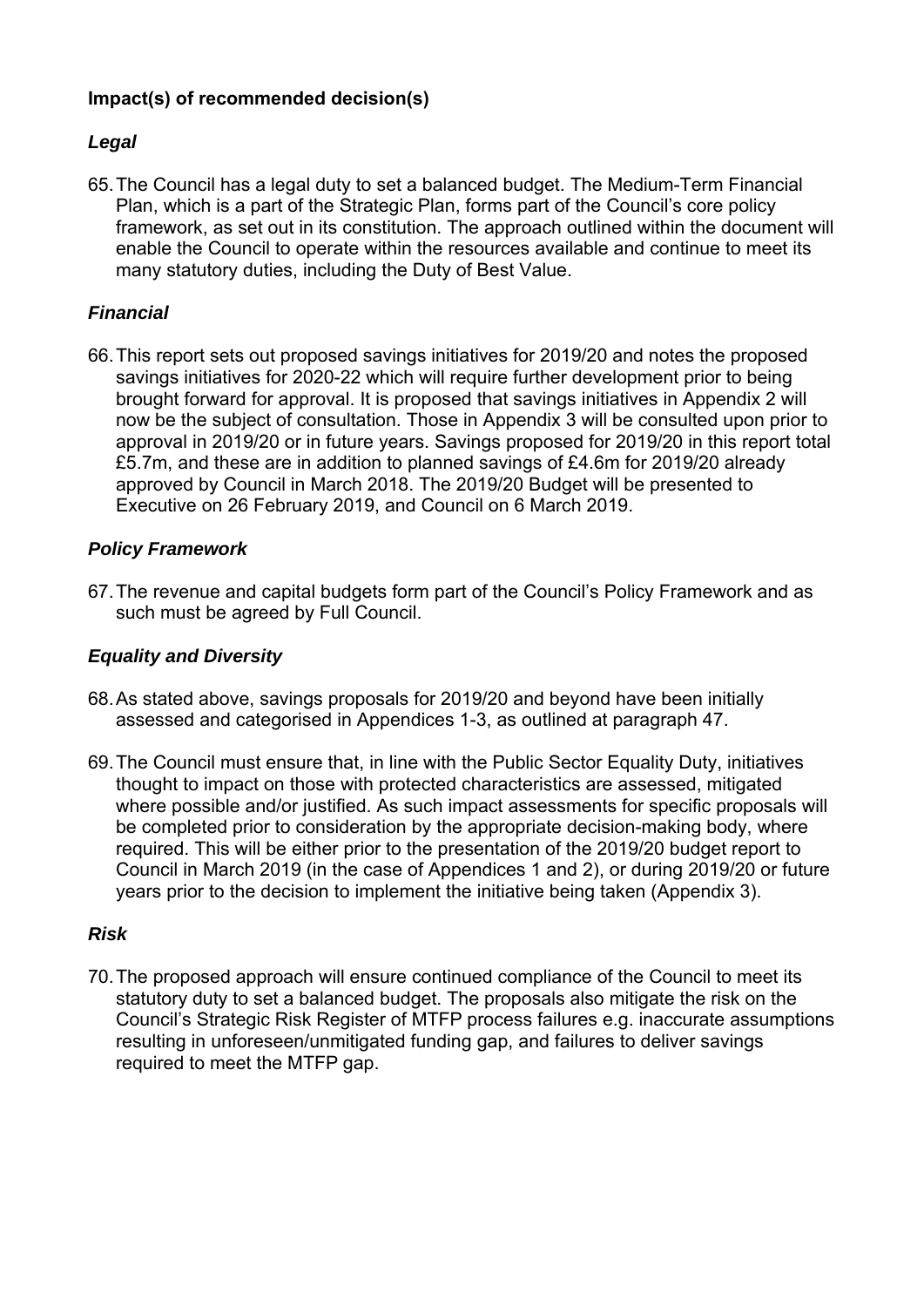**Impact(s) of recommended decision(s)**

***Legal***

65. The Council has a legal duty to set a balanced budget. The Medium-Term Financial Plan, which is a part of the Strategic Plan, forms part of the Council's core policy framework, as set out in its constitution. The approach outlined within the document will enable the Council to operate within the resources available and continue to meet its many statutory duties, including the Duty of Best Value.

***Financial***

66. This report sets out proposed savings initiatives for 2019/20 and notes the proposed savings initiatives for 2020-22 which will require further development prior to being brought forward for approval. It is proposed that savings initiatives in Appendix 2 will now be the subject of consultation. Those in Appendix 3 will be consulted upon prior to approval in 2019/20 or in future years. Savings proposed for 2019/20 in this report total £5.7m, and these are in addition to planned savings of £4.6m for 2019/20 already approved by Council in March 2018. The 2019/20 Budget will be presented to Executive on 26 February 2019, and Council on 6 March 2019.

***Policy Framework***

67. The revenue and capital budgets form part of the Council's Policy Framework and as such must be agreed by Full Council.

***Equality and Diversity***

68. As stated above, savings proposals for 2019/20 and beyond have been initially assessed and categorised in Appendices 1-3, as outlined at paragraph 47.

69. The Council must ensure that, in line with the Public Sector Equality Duty, initiatives thought to impact on those with protected characteristics are assessed, mitigated where possible and/or justified. As such impact assessments for specific proposals will be completed prior to consideration by the appropriate decision-making body, where required. This will be either prior to the presentation of the 2019/20 budget report to Council in March 2019 (in the case of Appendices 1 and 2), or during 2019/20 or future years prior to the decision to implement the initiative being taken (Appendix 3).

***Risk***

70. The proposed approach will ensure continued compliance of the Council to meet its statutory duty to set a balanced budget. The proposals also mitigate the risk on the Council's Strategic Risk Register of MTFP process failures e.g. inaccurate assumptions resulting in unforeseen/unmitigated funding gap, and failures to deliver savings required to meet the MTFP gap.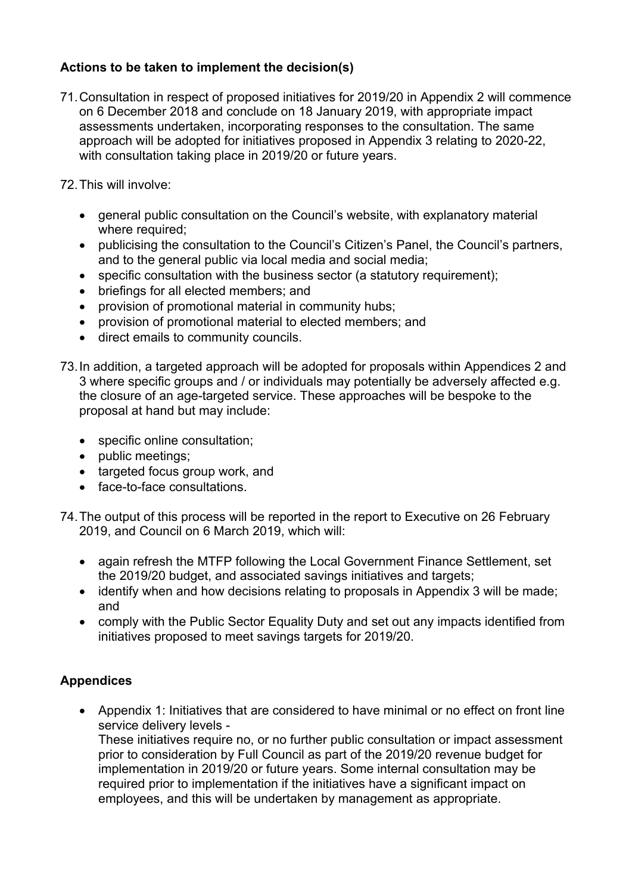**Actions to be taken to implement the decision(s)**

71. Consultation in respect of proposed initiatives for 2019/20 in Appendix 2 will commence on 6 December 2018 and conclude on 18 January 2019, with appropriate impact assessments undertaken, incorporating responses to the consultation. The same approach will be adopted for initiatives proposed in Appendix 3 relating to 2020-22, with consultation taking place in 2019/20 or future years.

72. This will involve:

- general public consultation on the Council's website, with explanatory material where required;
- publicising the consultation to the Council's Citizen's Panel, the Council's partners, and to the general public via local media and social media;
- specific consultation with the business sector (a statutory requirement);
- briefings for all elected members; and
- provision of promotional material in community hubs;
- provision of promotional material to elected members; and
- direct emails to community councils.

73. In addition, a targeted approach will be adopted for proposals within Appendices 2 and 3 where specific groups and / or individuals may potentially be adversely affected e.g. the closure of an age-targeted service. These approaches will be bespoke to the proposal at hand but may include:

- specific online consultation;
- public meetings;
- targeted focus group work, and
- face-to-face consultations.

74. The output of this process will be reported in the report to Executive on 26 February 2019, and Council on 6 March 2019, which will:

- again refresh the MTFP following the Local Government Finance Settlement, set the 2019/20 budget, and associated savings initiatives and targets;
- identify when and how decisions relating to proposals in Appendix 3 will be made; and
- comply with the Public Sector Equality Duty and set out any impacts identified from initiatives proposed to meet savings targets for 2019/20.

**Appendices**

- Appendix 1: Initiatives that are considered to have minimal or no effect on front line service delivery levels -
  These initiatives require no, or no further public consultation or impact assessment prior to consideration by Full Council as part of the 2019/20 revenue budget for implementation in 2019/20 or future years. Some internal consultation may be required prior to implementation if the initiatives have a significant impact on employees, and this will be undertaken by management as appropriate.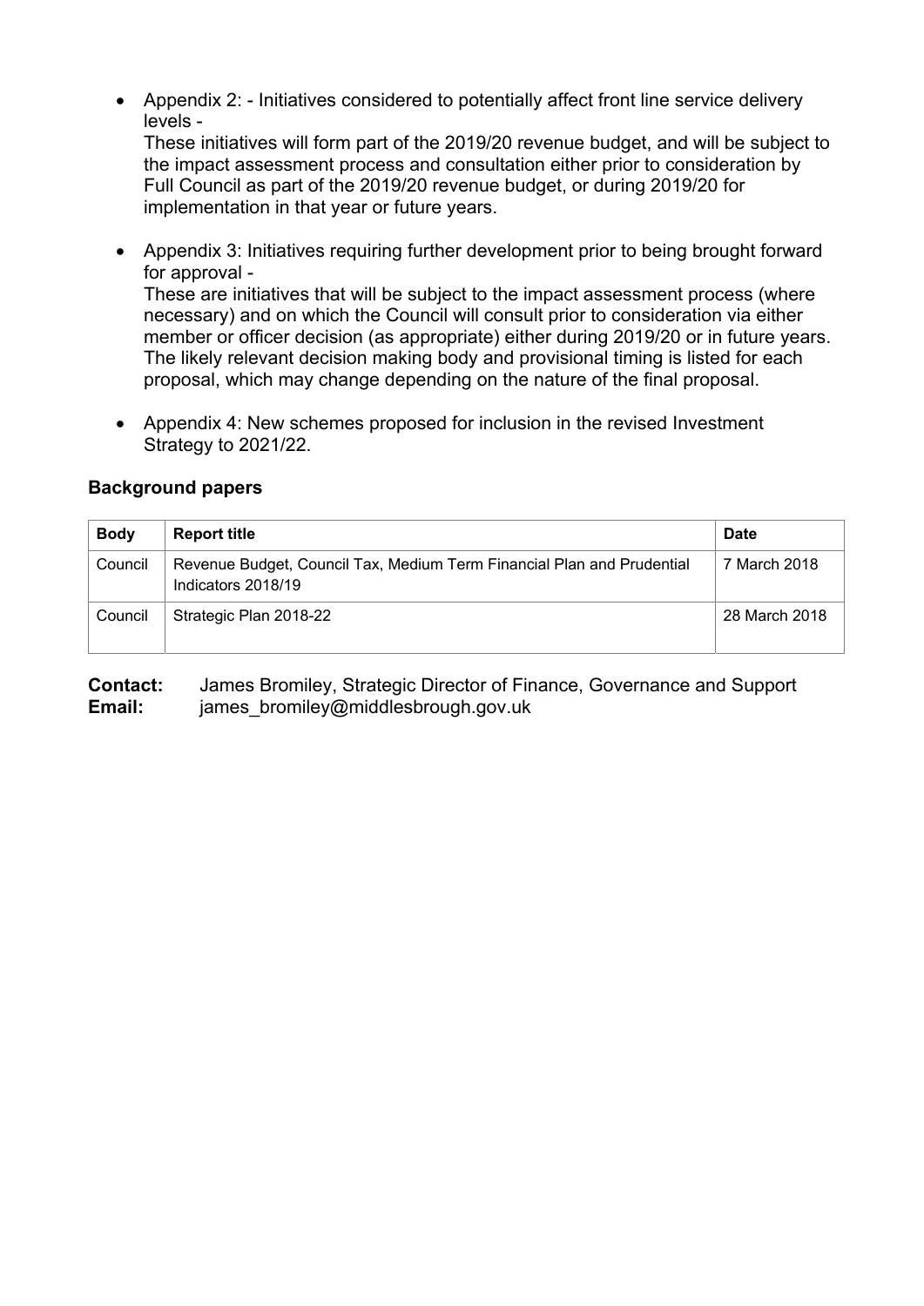- Appendix 2: - Initiatives considered to potentially affect front line service delivery levels - These initiatives will form part of the 2019/20 revenue budget, and will be subject to the impact assessment process and consultation either prior to consideration by Full Council as part of the 2019/20 revenue budget, or during 2019/20 for implementation in that year or future years.

- Appendix 3: Initiatives requiring further development prior to being brought forward for approval - These are initiatives that will be subject to the impact assessment process (where necessary) and on which the Council will consult prior to consideration via either member or officer decision (as appropriate) either during 2019/20 or in future years. The likely relevant decision making body and provisional timing is listed for each proposal, which may change depending on the nature of the final proposal.

- Appendix 4: New schemes proposed for inclusion in the revised Investment Strategy to 2021/22.

### Background papers

| Body | Report title | Date |
|---|---|---|
| Council | Revenue Budget, Council Tax, Medium Term Financial Plan and Prudential Indicators 2018/19 | 7 March 2018 |
| Council | Strategic Plan 2018-22 | 28 March 2018 |

**Contact:** James Bromiley, Strategic Director of Finance, Governance and Support
**Email:** james_bromiley@middlesbrough.gov.uk